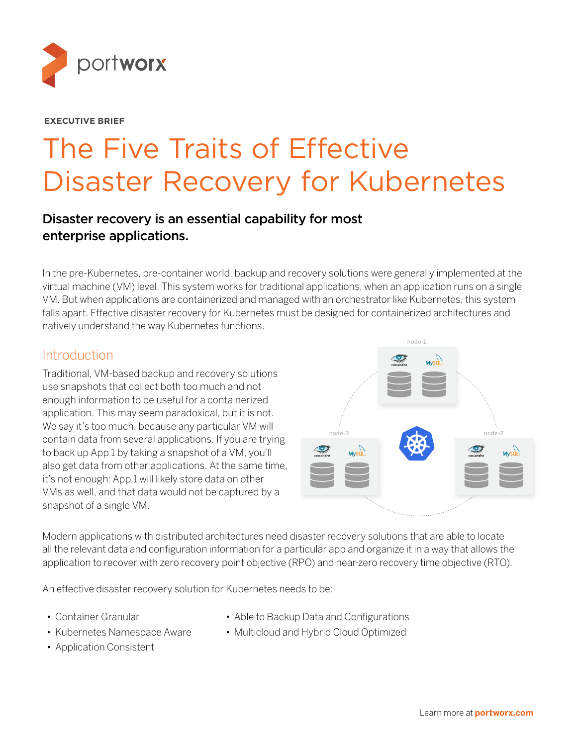portworx

**EXECUTIVE BRIEF**

# The Five Traits of Effective Disaster Recovery for Kubernetes

## Disaster recovery is an essential capability for most enterprise applications.

In the pre-Kubernetes, pre-container world, backup and recovery solutions were generally implemented at the virtual machine (VM) level. This system works for traditional applications, when an application runs on a single VM. But when applications are containerized and managed with an orchestrator like Kubernetes, this system falls apart. Effective disaster recovery for Kubernetes must be designed for containerized architectures and natively understand the way Kubernetes functions.

## Introduction

Traditional, VM-based backup and recovery solutions use snapshots that collect both too much and not enough information to be useful for a containerized application. This may seem paradoxical, but it is not. We say it's too much, because any particular VM will contain data from several applications. If you are trying to back up App 1 by taking a snapshot of a VM, you'll also get data from other applications. At the same time, it's not enough: App 1 will likely store data on other VMs as well, and that data would not be captured by a snapshot of a single VM.

Modern applications with distributed architectures need disaster recovery solutions that are able to locate all the relevant data and configuration information for a particular app and organize it in a way that allows the application to recover with zero recovery point objective (RPO) and near-zero recovery time objective (RTO).

An effective disaster recovery solution for Kubernetes needs to be:

- Container Granular
- Kubernetes Namespace Aware
- Application Consistent
- Able to Backup Data and Configurations
- Multicloud and Hybrid Cloud Optimized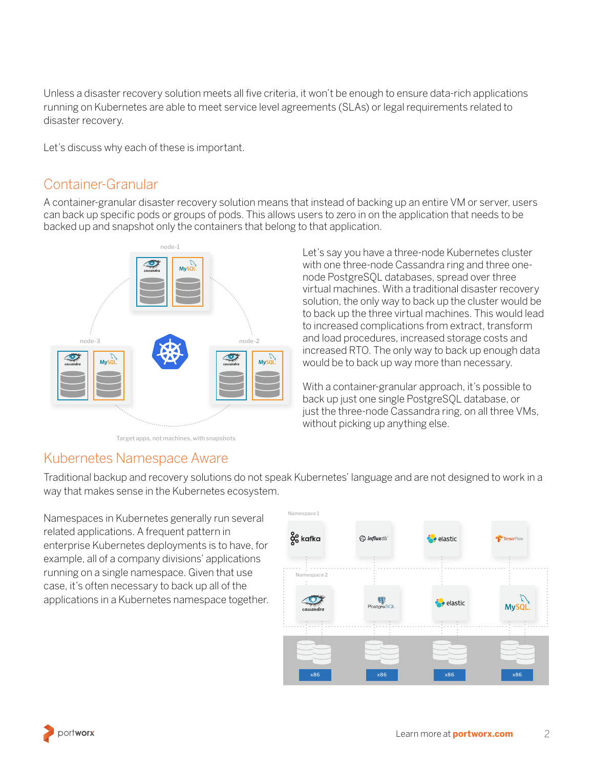Unless a disaster recovery solution meets all five criteria, it won't be enough to ensure data-rich applications running on Kubernetes are able to meet service level agreements (SLAs) or legal requirements related to disaster recovery.

Let's discuss why each of these is important.

## Container-Granular

A container-granular disaster recovery solution means that instead of backing up an entire VM or server, users can back up specific pods or groups of pods. This allows users to zero in on the application that needs to be backed up and snapshot only the containers that belong to that application.

Target apps, not machines, with snapshots

Let's say you have a three-node Kubernetes cluster with one three-node Cassandra ring and three one-node PostgreSQL databases, spread over three virtual machines. With a traditional disaster recovery solution, the only way to back up the cluster would be to back up the three virtual machines. This would lead to increased complications from extract, transform and load procedures, increased storage costs and increased RTO. The only way to back up enough data would be to back up way more than necessary.

With a container-granular approach, it's possible to back up just one single PostgreSQL database, or just the three-node Cassandra ring, on all three VMs, without picking up anything else.

## Kubernetes Namespace Aware

Traditional backup and recovery solutions do not speak Kubernetes' language and are not designed to work in a way that makes sense in the Kubernetes ecosystem.

Namespaces in Kubernetes generally run several related applications. A frequent pattern in enterprise Kubernetes deployments is to have, for example, all of a company divisions' applications running on a single namespace. Given that use case, it's often necessary to back up all of the applications in a Kubernetes namespace together.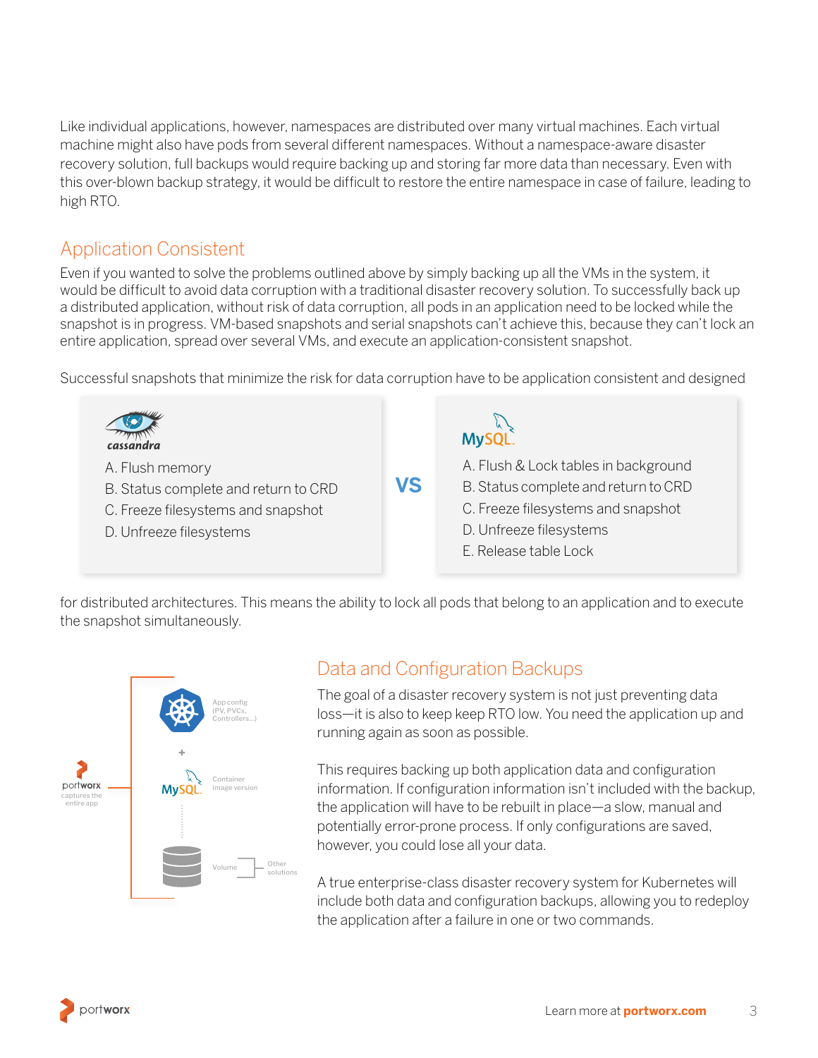Like individual applications, however, namespaces are distributed over many virtual machines. Each virtual machine might also have pods from several different namespaces. Without a namespace-aware disaster recovery solution, full backups would require backing up and storing far more data than necessary. Even with this over-blown backup strategy, it would be difficult to restore the entire namespace in case of failure, leading to high RTO.

## Application Consistent

Even if you wanted to solve the problems outlined above by simply backing up all the VMs in the system, it would be difficult to avoid data corruption with a traditional disaster recovery solution. To successfully back up a distributed application, without risk of data corruption, all pods in an application need to be locked while the snapshot is in progress. VM-based snapshots and serial snapshots can't achieve this, because they can't lock an entire application, spread over several VMs, and execute an application-consistent snapshot.

Successful snapshots that minimize the risk for data corruption have to be application consistent and designed for distributed architectures. This means the ability to lock all pods that belong to an application and to execute the snapshot simultaneously.

**cassandra**

A. Flush memory
B. Status complete and return to CRD
C. Freeze filesystems and snapshot
D. Unfreeze filesystems

**VS**

**MySQL**

A. Flush & Lock tables in background
B. Status complete and return to CRD
C. Freeze filesystems and snapshot
D. Unfreeze filesystems
E. Release table Lock

portworx captures the entire app

App config (PV, PVCs, Controllers...)

+

Container image version

Volume — Other solutions

## Data and Configuration Backups

The goal of a disaster recovery system is not just preventing data loss—it is also to keep keep RTO low. You need the application up and running again as soon as possible.

This requires backing up both application data and configuration information. If configuration information isn't included with the backup, the application will have to be rebuilt in place—a slow, manual and potentially error-prone process. If only configurations are saved, however, you could lose all your data.

A true enterprise-class disaster recovery system for Kubernetes will include both data and configuration backups, allowing you to redeploy the application after a failure in one or two commands.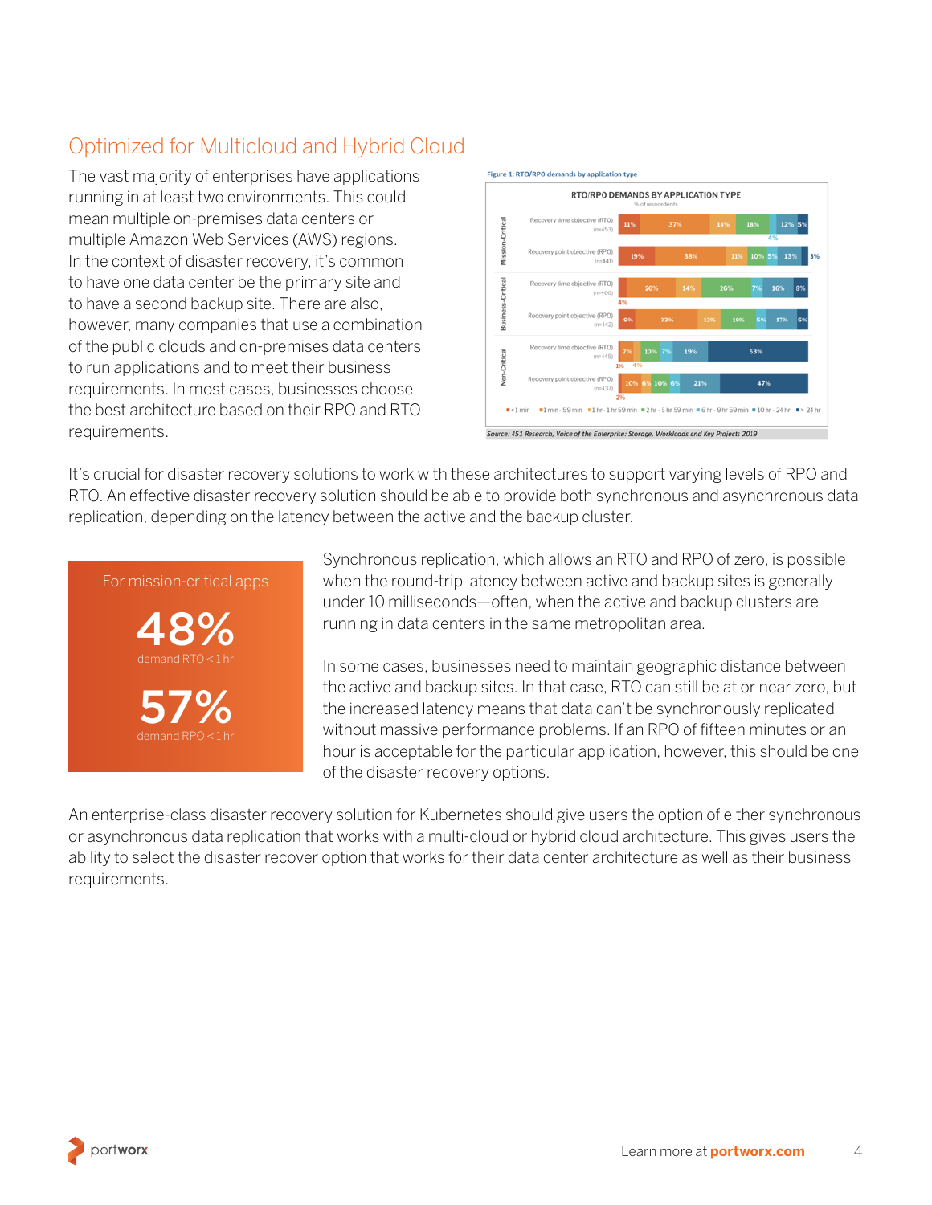## Optimized for Multicloud and Hybrid Cloud

The vast majority of enterprises have applications running in at least two environments. This could mean multiple on-premises data centers or multiple Amazon Web Services (AWS) regions. In the context of disaster recovery, it's common to have one data center be the primary site and to have a second backup site. There are also, however, many companies that use a combination of the public clouds and on-premises data centers to run applications and to meet their business requirements. In most cases, businesses choose the best architecture based on their RPO and RTO requirements.

Figure 1: RTO/RPO demands by application type

RTO/RPO DEMANDS BY APPLICATION TYPE

% of respondents

| Application type | Objective | < 1 min | 1 min - 59 min | 1 hr - 1 hr 59 min | 2 hr - 5 hr 59 min | 6 hr - 9 hr 59 min | 10 hr - 24 hr | > 24 hr |
|---|---|---|---|---|---|---|---|---|
| Mission-Critical | Recovery time objective (RTO) (n=453) | 11% | 37% | 14% | 18% | 4% | 12% | 5% |
| Mission-Critical | Recovery point objective (RPO) (n=441) | 19% | 38% | 11% | 10% | 5% | 13% | 3% |
| Business-Critical | Recovery time objective (RTO) (n=460) | 4% | 26% | 14% | 26% | 7% | 16% | 8% |
| Business-Critical | Recovery point objective (RPO) (n=442) | 9% | 33% | 12% | 19% | 5% | 17% | 5% |
| Non-Critical | Recovery time objective (RTO) (n=445) | 1% | 7% | 4% | 10% | 7% | 19% | 53% |
| Non-Critical | Recovery point objective (RPO) (n=437) | 2% | 10% | 6% | 10% | 6% | 21% | 47% |

Source: 451 Research, *Voice of the Enterprise: Storage, Workloads and Key Projects 2019*

It's crucial for disaster recovery solutions to work with these architectures to support varying levels of RPO and RTO. An effective disaster recovery solution should be able to provide both synchronous and asynchronous data replication, depending on the latency between the active and the backup cluster.

For mission-critical apps

**48%**
demand RTO < 1 hr

**57%**
demand RPO < 1 hr

Synchronous replication, which allows an RTO and RPO of zero, is possible when the round-trip latency between active and backup sites is generally under 10 milliseconds—often, when the active and backup clusters are running in data centers in the same metropolitan area.

In some cases, businesses need to maintain geographic distance between the active and backup sites. In that case, RTO can still be at or near zero, but the increased latency means that data can't be synchronously replicated without massive performance problems. If an RPO of fifteen minutes or an hour is acceptable for the particular application, however, this should be one of the disaster recovery options.

An enterprise-class disaster recovery solution for Kubernetes should give users the option of either synchronous or asynchronous data replication that works with a multi-cloud or hybrid cloud architecture. This gives users the ability to select the disaster recover option that works for their data center architecture as well as their business requirements.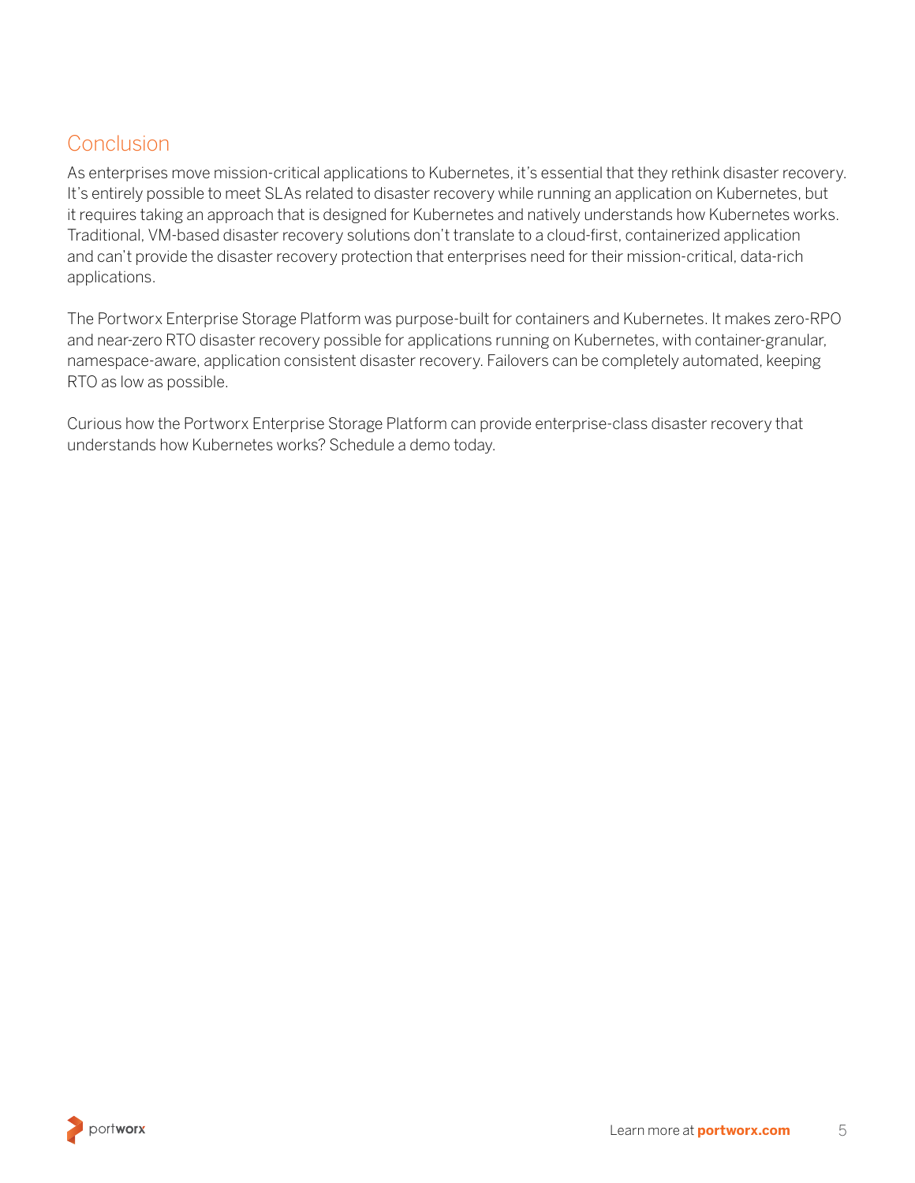## Conclusion

As enterprises move mission-critical applications to Kubernetes, it's essential that they rethink disaster recovery. It's entirely possible to meet SLAs related to disaster recovery while running an application on Kubernetes, but it requires taking an approach that is designed for Kubernetes and natively understands how Kubernetes works. Traditional, VM-based disaster recovery solutions don't translate to a cloud-first, containerized application and can't provide the disaster recovery protection that enterprises need for their mission-critical, data-rich applications.

The Portworx Enterprise Storage Platform was purpose-built for containers and Kubernetes. It makes zero-RPO and near-zero RTO disaster recovery possible for applications running on Kubernetes, with container-granular, namespace-aware, application consistent disaster recovery. Failovers can be completely automated, keeping RTO as low as possible.

Curious how the Portworx Enterprise Storage Platform can provide enterprise-class disaster recovery that understands how Kubernetes works? Schedule a demo today.